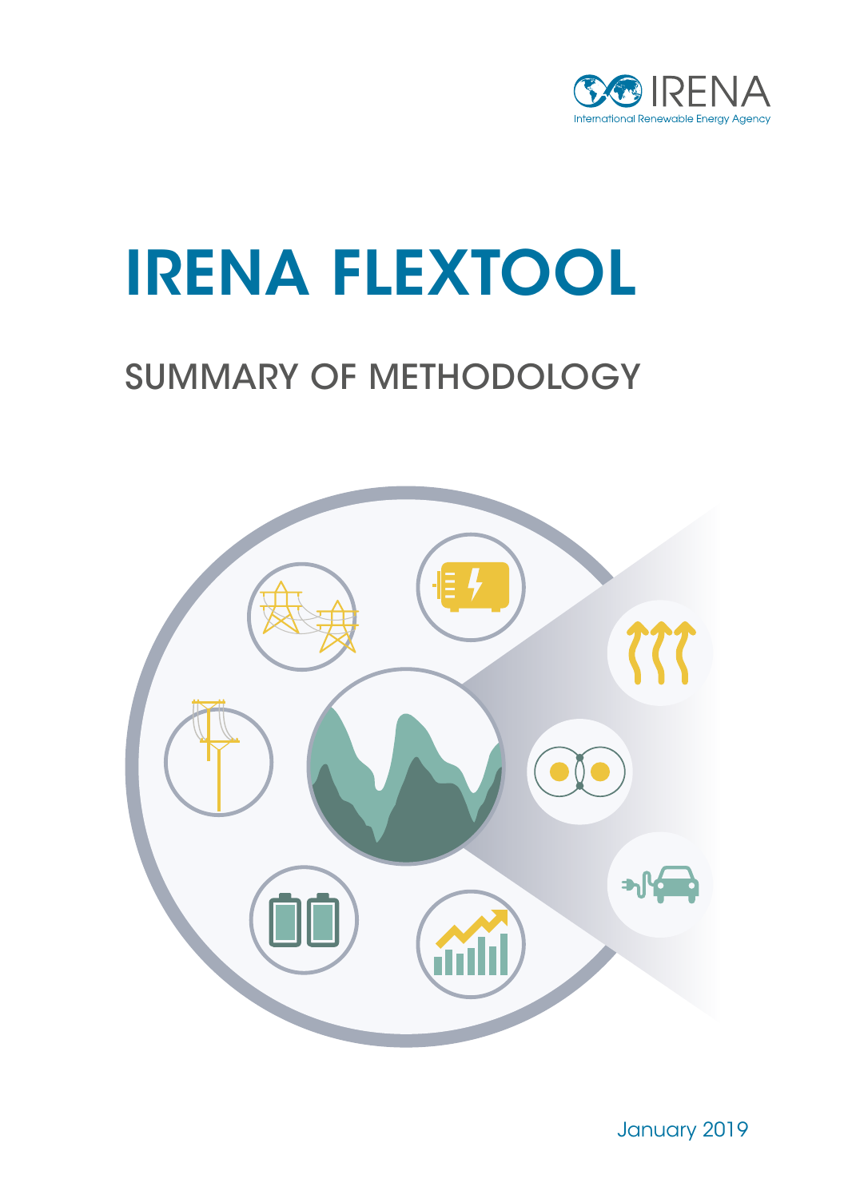IRENA

International Renewable Energy Agency

# IRENA FLEXTOOL

## SUMMARY OF METHODOLOGY

January 2019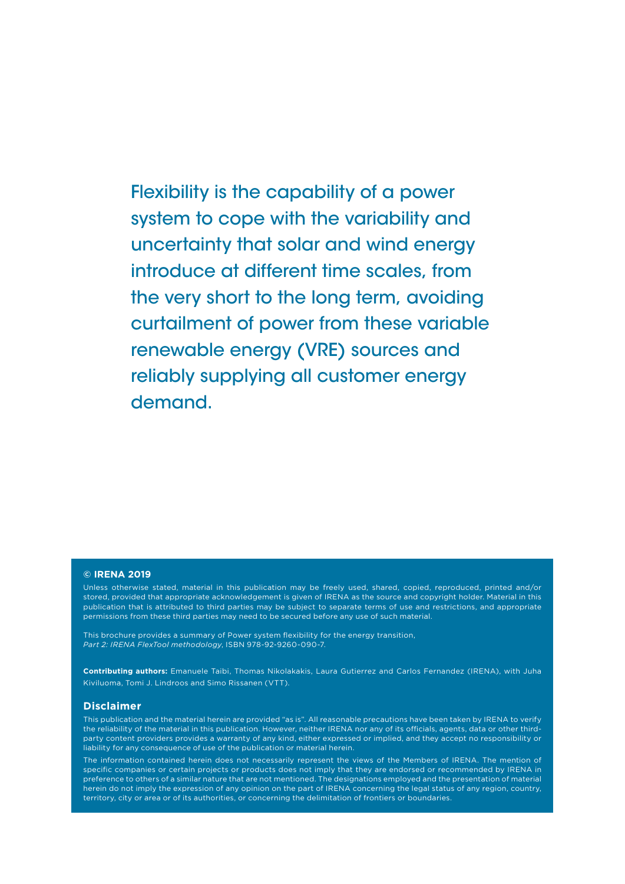Flexibility is the capability of a power system to cope with the variability and uncertainty that solar and wind energy introduce at different time scales, from the very short to the long term, avoiding curtailment of power from these variable renewable energy (VRE) sources and reliably supplying all customer energy demand.

**© IRENA 2019**

Unless otherwise stated, material in this publication may be freely used, shared, copied, reproduced, printed and/or stored, provided that appropriate acknowledgement is given of IRENA as the source and copyright holder. Material in this publication that is attributed to third parties may be subject to separate terms of use and restrictions, and appropriate permissions from these third parties may need to be secured before any use of such material.

This brochure provides a summary of Power system flexibility for the energy transition, *Part 2: IRENA FlexTool methodology*, ISBN 978-92-9260-090-7.

**Contributing authors:** Emanuele Taibi, Thomas Nikolakakis, Laura Gutierrez and Carlos Fernandez (IRENA), with Juha Kiviluoma, Tomi J. Lindroos and Simo Rissanen (VTT).

## Disclaimer

This publication and the material herein are provided "as is". All reasonable precautions have been taken by IRENA to verify the reliability of the material in this publication. However, neither IRENA nor any of its officials, agents, data or other third-party content providers provides a warranty of any kind, either expressed or implied, and they accept no responsibility or liability for any consequence of use of the publication or material herein.

The information contained herein does not necessarily represent the views of the Members of IRENA. The mention of specific companies or certain projects or products does not imply that they are endorsed or recommended by IRENA in preference to others of a similar nature that are not mentioned. The designations employed and the presentation of material herein do not imply the expression of any opinion on the part of IRENA concerning the legal status of any region, country, territory, city or area or of its authorities, or concerning the delimitation of frontiers or boundaries.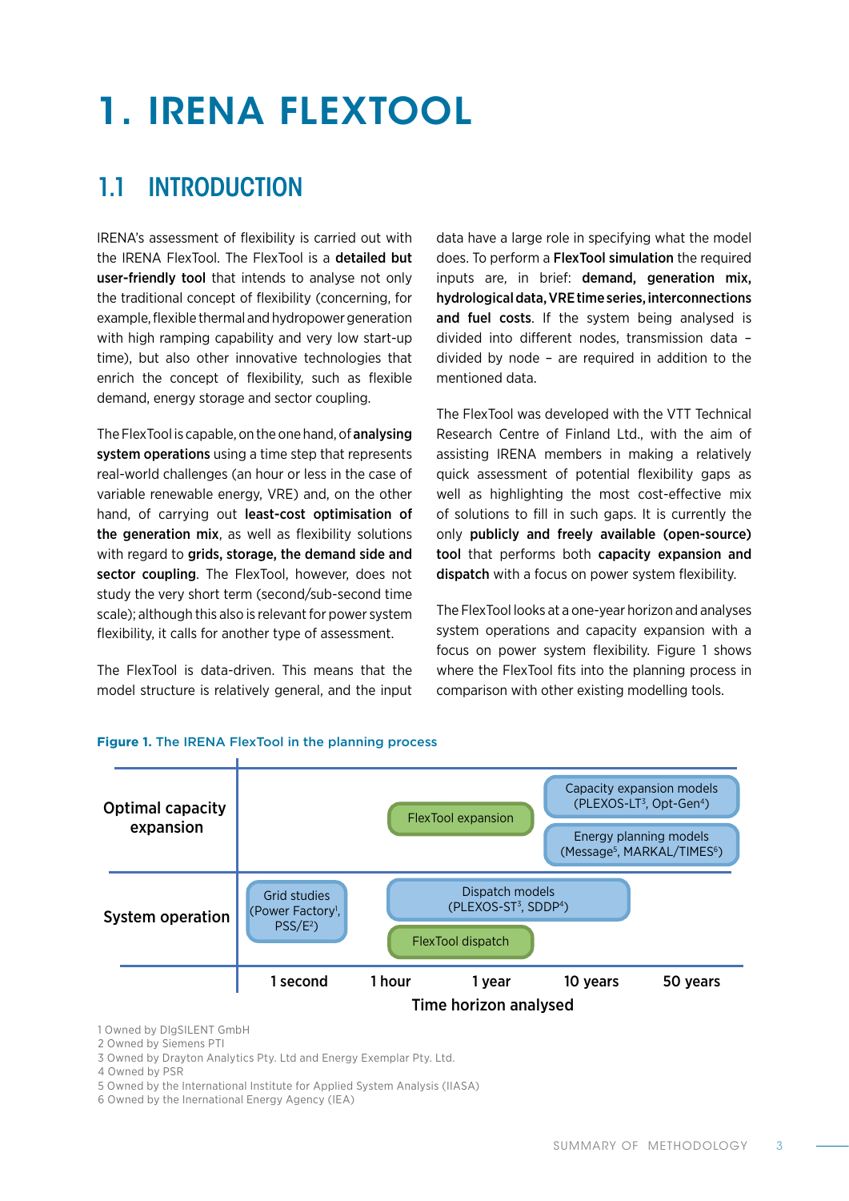# 1. IRENA FLEXTOOL

## 1.1 INTRODUCTION

IRENA's assessment of flexibility is carried out with the IRENA FlexTool. The FlexTool is a **detailed but user-friendly tool** that intends to analyse not only the traditional concept of flexibility (concerning, for example, flexible thermal and hydropower generation with high ramping capability and very low start-up time), but also other innovative technologies that enrich the concept of flexibility, such as flexible demand, energy storage and sector coupling.

The FlexTool is capable, on the one hand, of **analysing system operations** using a time step that represents real-world challenges (an hour or less in the case of variable renewable energy, VRE) and, on the other hand, of carrying out **least-cost optimisation of the generation mix**, as well as flexibility solutions with regard to **grids, storage, the demand side and sector coupling**. The FlexTool, however, does not study the very short term (second/sub-second time scale); although this also is relevant for power system flexibility, it calls for another type of assessment.

The FlexTool is data-driven. This means that the model structure is relatively general, and the input data have a large role in specifying what the model does. To perform a **FlexTool simulation** the required inputs are, in brief: **demand, generation mix, hydrological data, VRE time series, interconnections and fuel costs**. If the system being analysed is divided into different nodes, transmission data – divided by node – are required in addition to the mentioned data.

The FlexTool was developed with the VTT Technical Research Centre of Finland Ltd., with the aim of assisting IRENA members in making a relatively quick assessment of potential flexibility gaps as well as highlighting the most cost-effective mix of solutions to fill in such gaps. It is currently the only **publicly and freely available (open-source) tool** that performs both **capacity expansion and dispatch** with a focus on power system flexibility.

The FlexTool looks at a one-year horizon and analyses system operations and capacity expansion with a focus on power system flexibility. Figure 1 shows where the FlexTool fits into the planning process in comparison with other existing modelling tools.

**Figure 1.** The IRENA FlexTool in the planning process

| | 1 second | 1 hour | 1 year | 10 years | 50 years |
|---|---|---|---|---|---|
| **Optimal capacity expansion** | | | FlexTool expansion | Capacity expansion models (PLEXOS-LT[3], Opt-Gen[4]); Energy planning models (Message[5], MARKAL/TIMES[6]) | |
| **System operation** | Grid studies (Power Factory[1], PSS/E[2]) | | Dispatch models (PLEXOS-ST[3], SDDP[4]); FlexTool dispatch | | |

**Time horizon analysed**

1 Owned by DIgSILENT GmbH
2 Owned by Siemens PTI
3 Owned by Drayton Analytics Pty. Ltd and Energy Exemplar Pty. Ltd.
4 Owned by PSR
5 Owned by the International Institute for Applied System Analysis (IIASA)
6 Owned by the Inernational Energy Agency (IEA)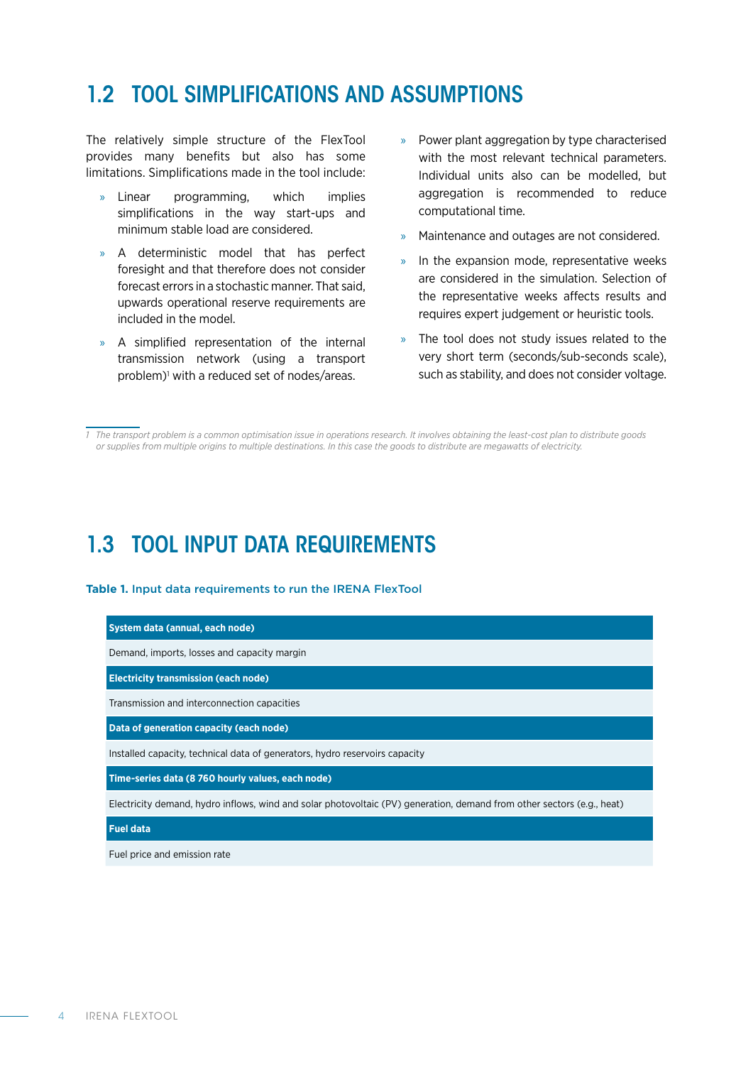## 1.2 TOOL SIMPLIFICATIONS AND ASSUMPTIONS

The relatively simple structure of the FlexTool provides many benefits but also has some limitations. Simplifications made in the tool include:

- Linear programming, which implies simplifications in the way start-ups and minimum stable load are considered.
- A deterministic model that has perfect foresight and that therefore does not consider forecast errors in a stochastic manner. That said, upwards operational reserve requirements are included in the model.
- A simplified representation of the internal transmission network (using a transport problem)[1] with a reduced set of nodes/areas.
- Power plant aggregation by type characterised with the most relevant technical parameters. Individual units also can be modelled, but aggregation is recommended to reduce computational time.
- Maintenance and outages are not considered.
- In the expansion mode, representative weeks are considered in the simulation. Selection of the representative weeks affects results and requires expert judgement or heuristic tools.
- The tool does not study issues related to the very short term (seconds/sub-seconds scale), such as stability, and does not consider voltage.

*1 The transport problem is a common optimisation issue in operations research. It involves obtaining the least-cost plan to distribute goods or supplies from multiple origins to multiple destinations. In this case the goods to distribute are megawatts of electricity.*

## 1.3 TOOL INPUT DATA REQUIREMENTS

**Table 1.** Input data requirements to run the IRENA FlexTool

| **System data (annual, each node)** |
|---|
| Demand, imports, losses and capacity margin |
| **Electricity transmission (each node)** |
| Transmission and interconnection capacities |
| **Data of generation capacity (each node)** |
| Installed capacity, technical data of generators, hydro reservoirs capacity |
| **Time-series data (8 760 hourly values, each node)** |
| Electricity demand, hydro inflows, wind and solar photovoltaic (PV) generation, demand from other sectors (e.g., heat) |
| **Fuel data** |
| Fuel price and emission rate |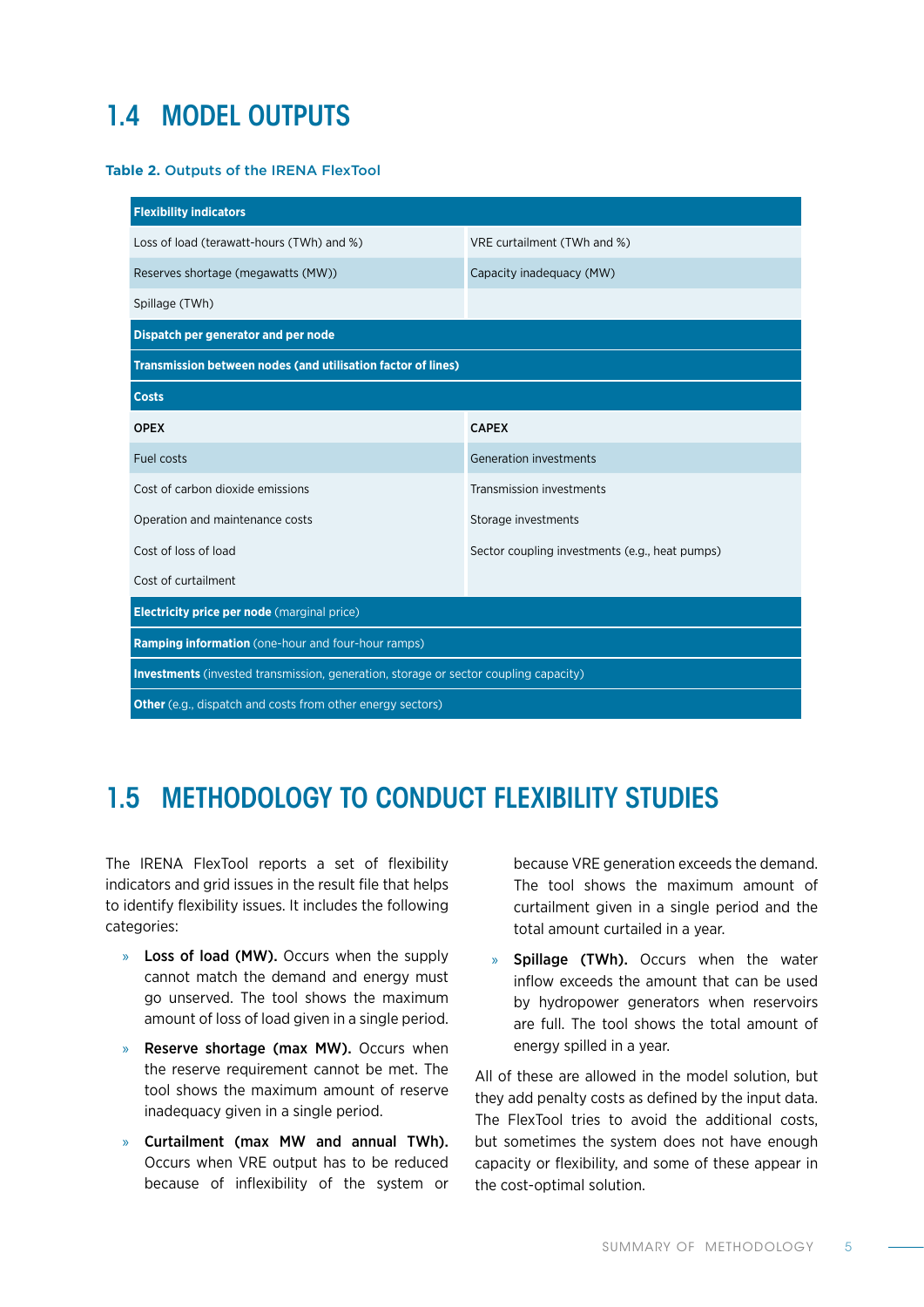## 1.4 MODEL OUTPUTS

**Table 2.** Outputs of the IRENA FlexTool

| **Flexibility indicators** | |
|---|---|
| Loss of load (terawatt-hours (TWh) and %) | VRE curtailment (TWh and %) |
| Reserves shortage (megawatts (MW)) | Capacity inadequacy (MW) |
| Spillage (TWh) | |
| **Dispatch per generator and per node** | |
| **Transmission between nodes (and utilisation factor of lines)** | |
| **Costs** | |
| **OPEX** | **CAPEX** |
| Fuel costs | Generation investments |
| Cost of carbon dioxide emissions | Transmission investments |
| Operation and maintenance costs | Storage investments |
| Cost of loss of load | Sector coupling investments (e.g., heat pumps) |
| Cost of curtailment | |
| **Electricity price per node** (marginal price) | |
| **Ramping information** (one-hour and four-hour ramps) | |
| **Investments** (invested transmission, generation, storage or sector coupling capacity) | |
| **Other** (e.g., dispatch and costs from other energy sectors) | |

## 1.5 METHODOLOGY TO CONDUCT FLEXIBILITY STUDIES

The IRENA FlexTool reports a set of flexibility indicators and grid issues in the result file that helps to identify flexibility issues. It includes the following categories:

- **Loss of load (MW).** Occurs when the supply cannot match the demand and energy must go unserved. The tool shows the maximum amount of loss of load given in a single period.
- **Reserve shortage (max MW).** Occurs when the reserve requirement cannot be met. The tool shows the maximum amount of reserve inadequacy given in a single period.
- **Curtailment (max MW and annual TWh).** Occurs when VRE output has to be reduced because of inflexibility of the system or because VRE generation exceeds the demand. The tool shows the maximum amount of curtailment given in a single period and the total amount curtailed in a year.
- **Spillage (TWh).** Occurs when the water inflow exceeds the amount that can be used by hydropower generators when reservoirs are full. The tool shows the total amount of energy spilled in a year.

All of these are allowed in the model solution, but they add penalty costs as defined by the input data. The FlexTool tries to avoid the additional costs, but sometimes the system does not have enough capacity or flexibility, and some of these appear in the cost-optimal solution.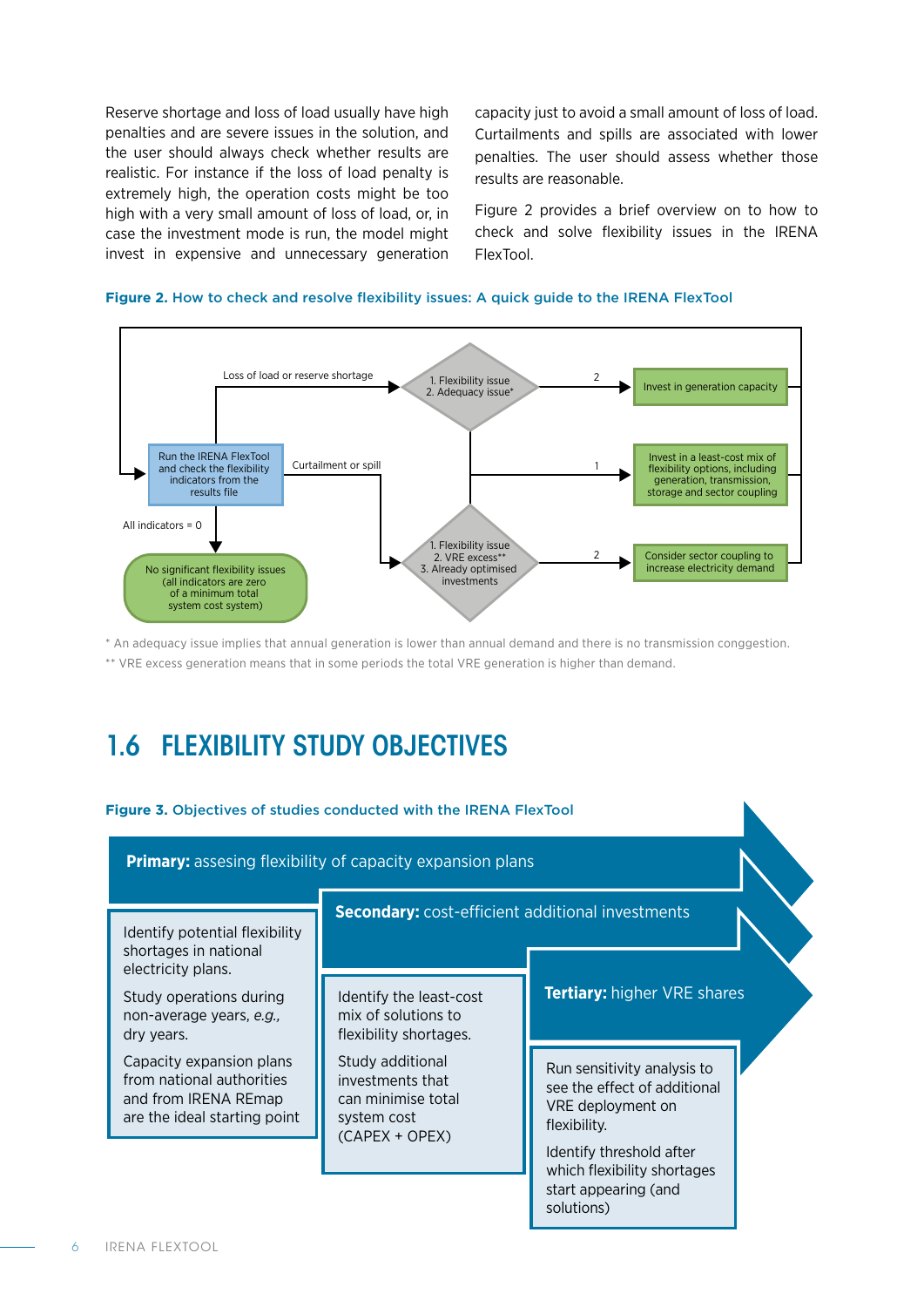Reserve shortage and loss of load usually have high penalties and are severe issues in the solution, and the user should always check whether results are realistic. For instance if the loss of load penalty is extremely high, the operation costs might be too high with a very small amount of loss of load, or, in case the investment mode is run, the model might invest in expensive and unnecessary generation capacity just to avoid a small amount of loss of load. Curtailments and spills are associated with lower penalties. The user should assess whether those results are reasonable.

Figure 2 provides a brief overview on to how to check and solve flexibility issues in the IRENA FlexTool.

**Figure 2. How to check and resolve flexibility issues: A quick guide to the IRENA FlexTool**

Run the IRENA FlexTool and check the flexibility indicators from the results file

Loss of load or reserve shortage

1. Flexibility issue
2. Adequacy issue*

2

Invest in generation capacity

Curtailment or spill

1

Invest in a least-cost mix of flexibility options, including generation, transmission, storage and sector coupling

All indicators = 0

1. Flexibility issue
2. VRE excess**
3. Already optimised investments

2

Consider sector coupling to increase electricity demand

No significant flexibility issues (all indicators are zero of a minimum total system cost system)

\* An adequacy issue implies that annual generation is lower than annual demand and there is no transmission conggestion.

\*\* VRE excess generation means that in some periods the total VRE generation is higher than demand.

## 1.6 FLEXIBILITY STUDY OBJECTIVES

**Figure 3. Objectives of studies conducted with the IRENA FlexTool**

**Primary:** assesing flexibility of capacity expansion plans

- Identify potential flexibility shortages in national electricity plans.
- Study operations during non-average years, *e.g.,* dry years.
- Capacity expansion plans from national authorities and from IRENA REmap are the ideal starting point

**Secondary:** cost-efficient additional investments

- Identify the least-cost mix of solutions to flexibility shortages.
- Study additional investments that can minimise total system cost (CAPEX + OPEX)

**Tertiary:** higher VRE shares

- Run sensitivity analysis to see the effect of additional VRE deployment on flexibility.
- Identify threshold after which flexibility shortages start appearing (and solutions)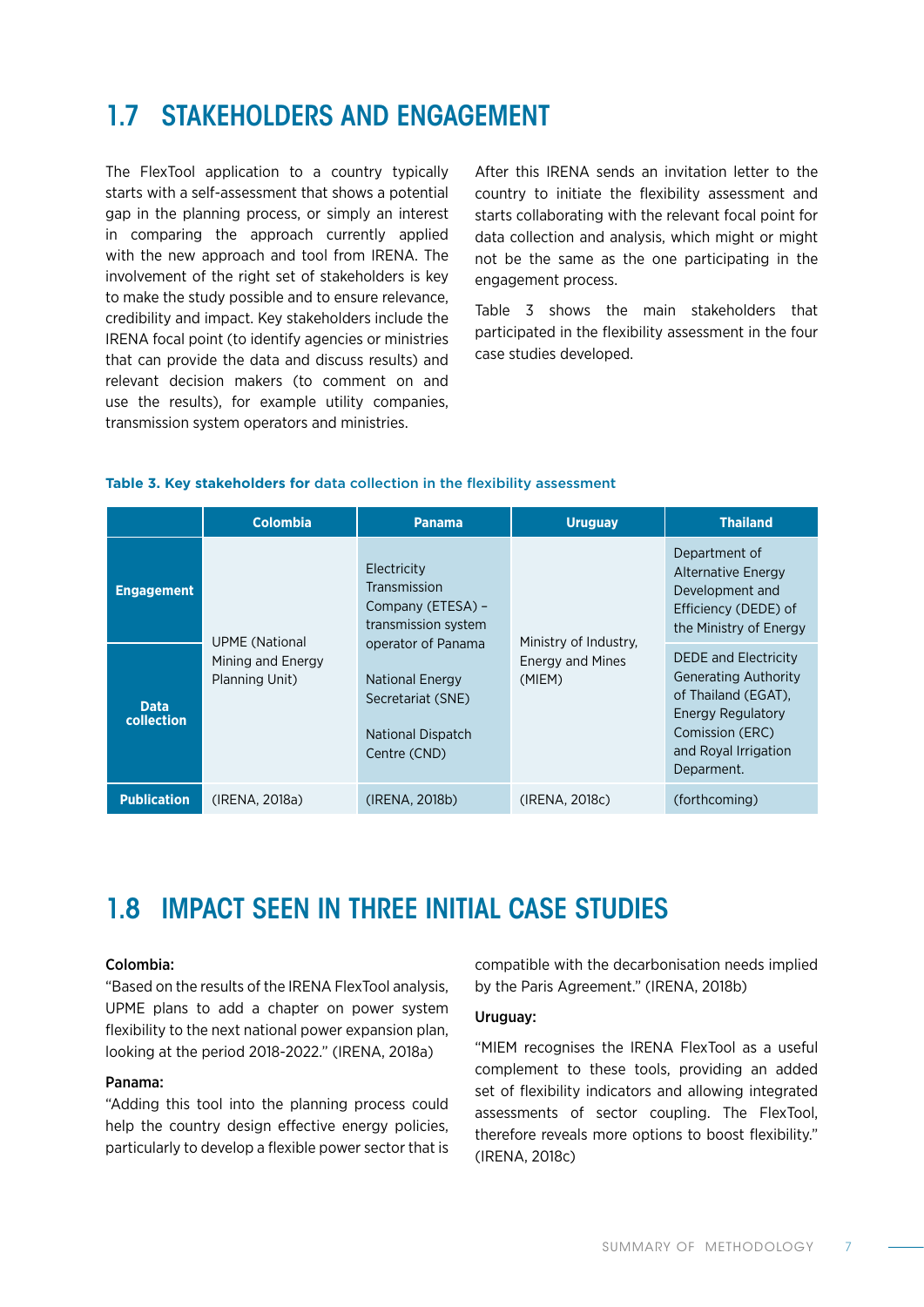## 1.7 STAKEHOLDERS AND ENGAGEMENT

The FlexTool application to a country typically starts with a self-assessment that shows a potential gap in the planning process, or simply an interest in comparing the approach currently applied with the new approach and tool from IRENA. The involvement of the right set of stakeholders is key to make the study possible and to ensure relevance, credibility and impact. Key stakeholders include the IRENA focal point (to identify agencies or ministries that can provide the data and discuss results) and relevant decision makers (to comment on and use the results), for example utility companies, transmission system operators and ministries.

After this IRENA sends an invitation letter to the country to initiate the flexibility assessment and starts collaborating with the relevant focal point for data collection and analysis, which might or might not be the same as the one participating in the engagement process.

Table 3 shows the main stakeholders that participated in the flexibility assessment in the four case studies developed.

**Table 3. Key stakeholders for data collection in the flexibility assessment**

| | Colombia | Panama | Uruguay | Thailand |
|---|---|---|---|---|
| **Engagement** | UPME (National Mining and Energy Planning Unit) | Electricity Transmission Company (ETESA) – transmission system operator of Panama<br><br>National Energy Secretariat (SNE)<br><br>National Dispatch Centre (CND) | Ministry of Industry, Energy and Mines (MIEM) | Department of Alternative Energy Development and Efficiency (DEDE) of the Ministry of Energy |
| **Data collection** | | | | DEDE and Electricity Generating Authority of Thailand (EGAT), Energy Regulatory Comission (ERC) and Royal Irrigation Deparment. |
| **Publication** | (IRENA, 2018a) | (IRENA, 2018b) | (IRENA, 2018c) | (forthcoming) |

## 1.8 IMPACT SEEN IN THREE INITIAL CASE STUDIES

**Colombia:**

"Based on the results of the IRENA FlexTool analysis, UPME plans to add a chapter on power system flexibility to the next national power expansion plan, looking at the period 2018-2022." (IRENA, 2018a)

**Panama:**

"Adding this tool into the planning process could help the country design effective energy policies, particularly to develop a flexible power sector that is compatible with the decarbonisation needs implied by the Paris Agreement." (IRENA, 2018b)

**Uruguay:**

"MIEM recognises the IRENA FlexTool as a useful complement to these tools, providing an added set of flexibility indicators and allowing integrated assessments of sector coupling. The FlexTool, therefore reveals more options to boost flexibility." (IRENA, 2018c)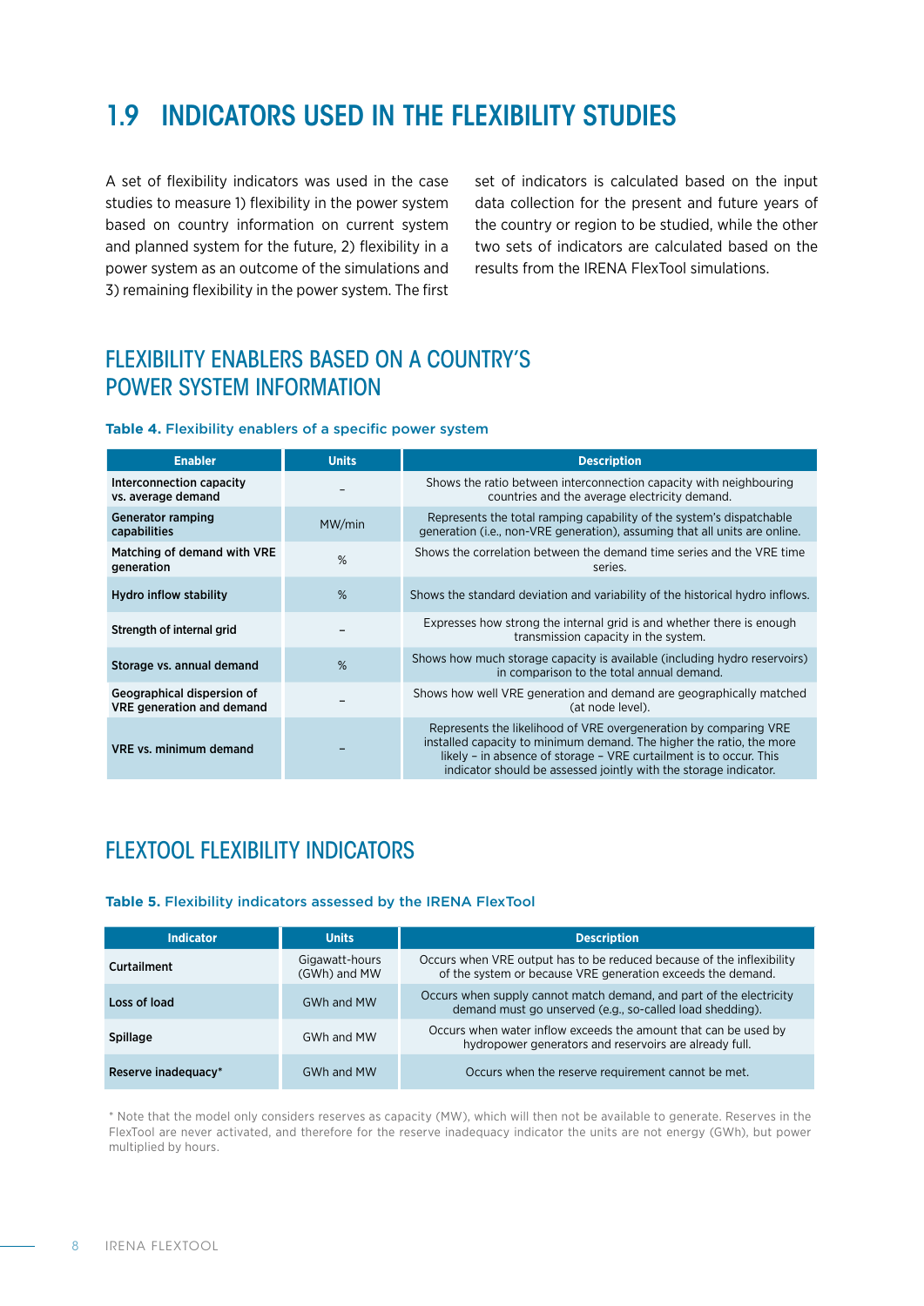# 1.9 INDICATORS USED IN THE FLEXIBILITY STUDIES

A set of flexibility indicators was used in the case studies to measure 1) flexibility in the power system based on country information on current system and planned system for the future, 2) flexibility in a power system as an outcome of the simulations and 3) remaining flexibility in the power system. The first set of indicators is calculated based on the input data collection for the present and future years of the country or region to be studied, while the other two sets of indicators are calculated based on the results from the IRENA FlexTool simulations.

## FLEXIBILITY ENABLERS BASED ON A COUNTRY'S POWER SYSTEM INFORMATION

**Table 4.** Flexibility enablers of a specific power system

| Enabler | Units | Description |
|---|---|---|
| **Interconnection capacity vs. average demand** | – | Shows the ratio between interconnection capacity with neighbouring countries and the average electricity demand. |
| **Generator ramping capabilities** | MW/min | Represents the total ramping capability of the system's dispatchable generation (i.e., non-VRE generation), assuming that all units are online. |
| **Matching of demand with VRE generation** | % | Shows the correlation between the demand time series and the VRE time series. |
| **Hydro inflow stability** | % | Shows the standard deviation and variability of the historical hydro inflows. |
| **Strength of internal grid** | – | Expresses how strong the internal grid is and whether there is enough transmission capacity in the system. |
| **Storage vs. annual demand** | % | Shows how much storage capacity is available (including hydro reservoirs) in comparison to the total annual demand. |
| **Geographical dispersion of VRE generation and demand** | – | Shows how well VRE generation and demand are geographically matched (at node level). |
| **VRE vs. minimum demand** | – | Represents the likelihood of VRE overgeneration by comparing VRE installed capacity to minimum demand. The higher the ratio, the more likely – in absence of storage – VRE curtailment is to occur. This indicator should be assessed jointly with the storage indicator. |

## FLEXTOOL FLEXIBILITY INDICATORS

**Table 5.** Flexibility indicators assessed by the IRENA FlexTool

| Indicator | Units | Description |
|---|---|---|
| **Curtailment** | Gigawatt-hours (GWh) and MW | Occurs when VRE output has to be reduced because of the inflexibility of the system or because VRE generation exceeds the demand. |
| **Loss of load** | GWh and MW | Occurs when supply cannot match demand, and part of the electricity demand must go unserved (e.g., so-called load shedding). |
| **Spillage** | GWh and MW | Occurs when water inflow exceeds the amount that can be used by hydropower generators and reservoirs are already full. |
| **Reserve inadequacy*** | GWh and MW | Occurs when the reserve requirement cannot be met. |

* Note that the model only considers reserves as capacity (MW), which will then not be available to generate. Reserves in the FlexTool are never activated, and therefore for the reserve inadequacy indicator the units are not energy (GWh), but power multiplied by hours.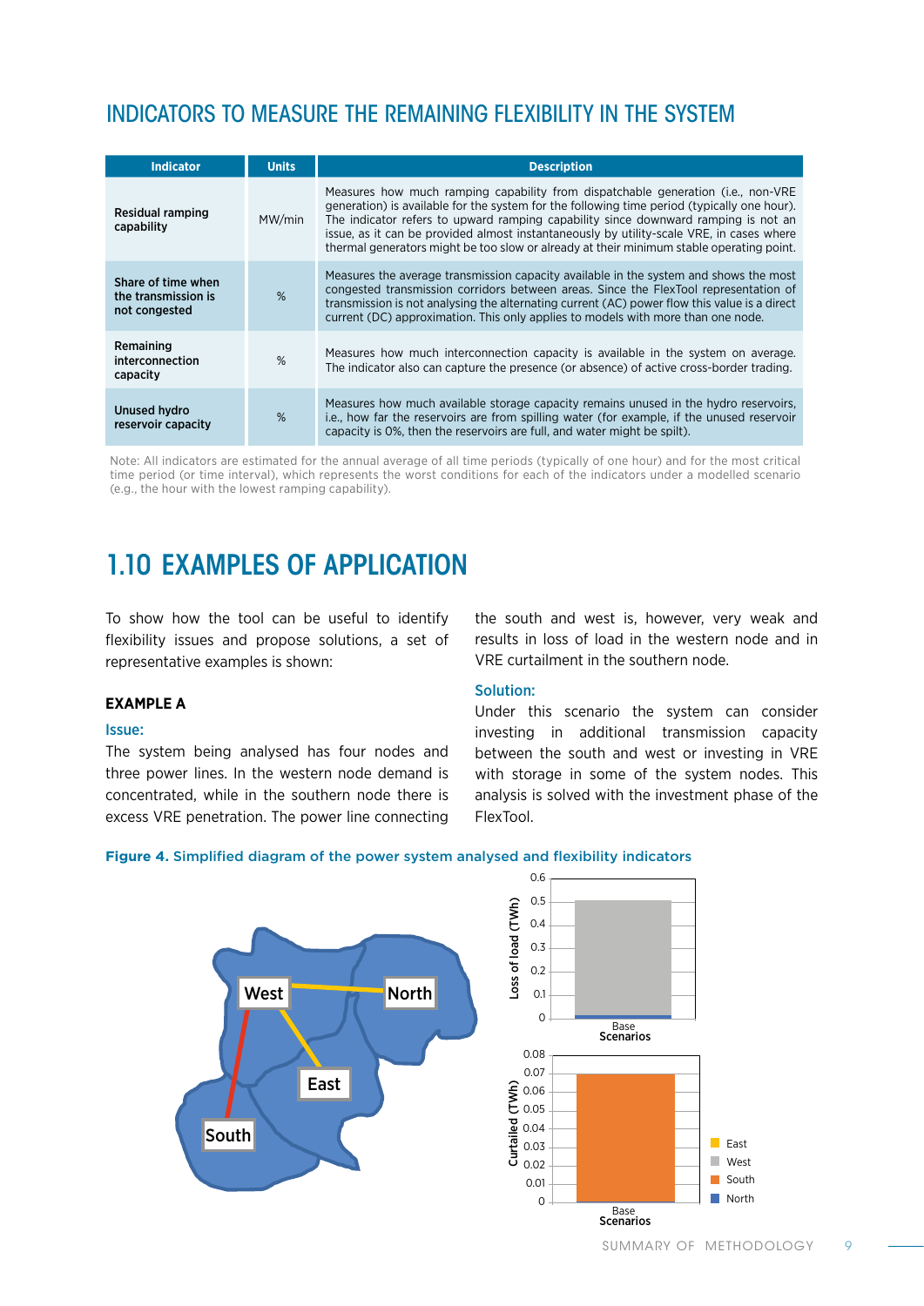## INDICATORS TO MEASURE THE REMAINING FLEXIBILITY IN THE SYSTEM

| Indicator | Units | Description |
|---|---|---|
| Residual ramping capability | MW/min | Measures how much ramping capability from dispatchable generation (i.e., non-VRE generation) is available for the system for the following time period (typically one hour). The indicator refers to upward ramping capability since downward ramping is not an issue, as it can be provided almost instantaneously by utility-scale VRE, in cases where thermal generators might be too slow or already at their minimum stable operating point. |
| Share of time when the transmission is not congested | % | Measures the average transmission capacity available in the system and shows the most congested transmission corridors between areas. Since the FlexTool representation of transmission is not analysing the alternating current (AC) power flow this value is a direct current (DC) approximation. This only applies to models with more than one node. |
| Remaining interconnection capacity | % | Measures how much interconnection capacity is available in the system on average. The indicator also can capture the presence (or absence) of active cross-border trading. |
| Unused hydro reservoir capacity | % | Measures how much available storage capacity remains unused in the hydro reservoirs, i.e., how far the reservoirs are from spilling water (for example, if the unused reservoir capacity is 0%, then the reservoirs are full, and water might be spilt). |

Note: All indicators are estimated for the annual average of all time periods (typically of one hour) and for the most critical time period (or time interval), which represents the worst conditions for each of the indicators under a modelled scenario (e.g., the hour with the lowest ramping capability).

# 1.10 EXAMPLES OF APPLICATION

To show how the tool can be useful to identify flexibility issues and propose solutions, a set of representative examples is shown:

### EXAMPLE A

**Issue:**

The system being analysed has four nodes and three power lines. In the western node demand is concentrated, while in the southern node there is excess VRE penetration. The power line connecting the south and west is, however, very weak and results in loss of load in the western node and in VRE curtailment in the southern node.

**Solution:**

Under this scenario the system can consider investing in additional transmission capacity between the south and west or investing in VRE with storage in some of the system nodes. This analysis is solved with the investment phase of the FlexTool.

**Figure 4.** Simplified diagram of the power system analysed and flexibility indicators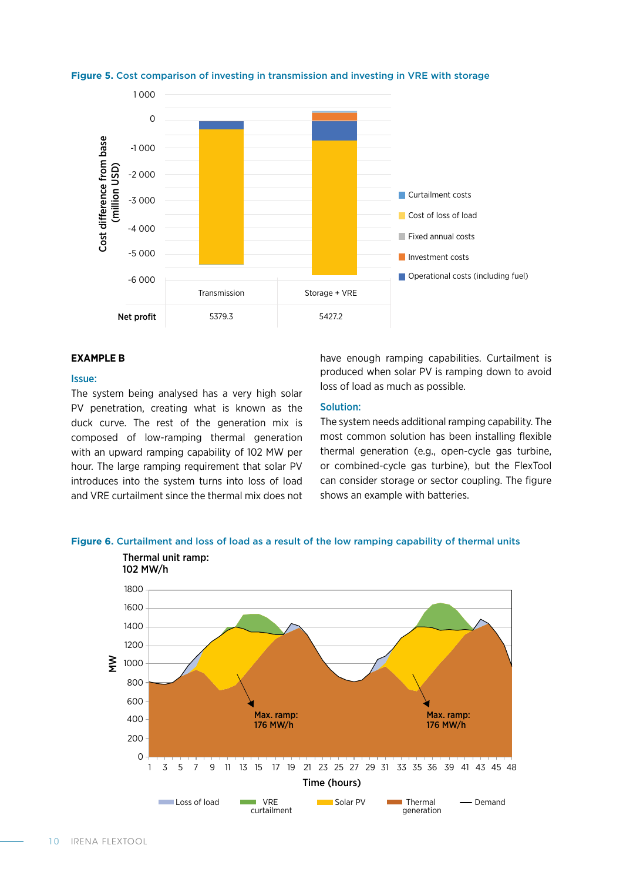**Figure 5.** Cost comparison of investing in transmission and investing in VRE with storage

| | Transmission | Storage + VRE |
|---|---|---|
| Net profit | 5379.3 | 5427.2 |

### EXAMPLE B

**Issue:**

The system being analysed has a very high solar PV penetration, creating what is known as the duck curve. The rest of the generation mix is composed of low-ramping thermal generation with an upward ramping capability of 102 MW per hour. The large ramping requirement that solar PV introduces into the system turns into loss of load and VRE curtailment since the thermal mix does not have enough ramping capabilities. Curtailment is produced when solar PV is ramping down to avoid loss of load as much as possible.

**Solution:**

The system needs additional ramping capability. The most common solution has been installing flexible thermal generation (e.g., open-cycle gas turbine, or combined-cycle gas turbine), but the FlexTool can consider storage or sector coupling. The figure shows an example with batteries.

**Figure 6.** Curtailment and loss of load as a result of the low ramping capability of thermal units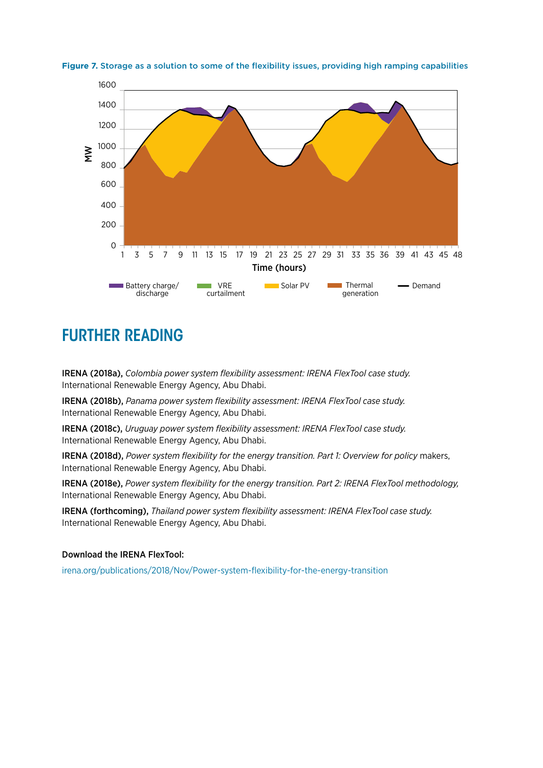**Figure 7.** Storage as a solution to some of the flexibility issues, providing high ramping capabilities

## FURTHER READING

**IRENA (2018a),** *Colombia power system flexibility assessment: IRENA FlexTool case study.* International Renewable Energy Agency, Abu Dhabi.

**IRENA (2018b),** *Panama power system flexibility assessment: IRENA FlexTool case study.* International Renewable Energy Agency, Abu Dhabi.

**IRENA (2018c),** *Uruguay power system flexibility assessment: IRENA FlexTool case study.* International Renewable Energy Agency, Abu Dhabi.

**IRENA (2018d),** *Power system flexibility for the energy transition. Part 1: Overview for policy* makers, International Renewable Energy Agency, Abu Dhabi.

**IRENA (2018e),** *Power system flexibility for the energy transition. Part 2: IRENA FlexTool methodology,* International Renewable Energy Agency, Abu Dhabi.

**IRENA (forthcoming),** *Thailand power system flexibility assessment: IRENA FlexTool case study.* International Renewable Energy Agency, Abu Dhabi.

**Download the IRENA FlexTool:**

irena.org/publications/2018/Nov/Power-system-flexibility-for-the-energy-transition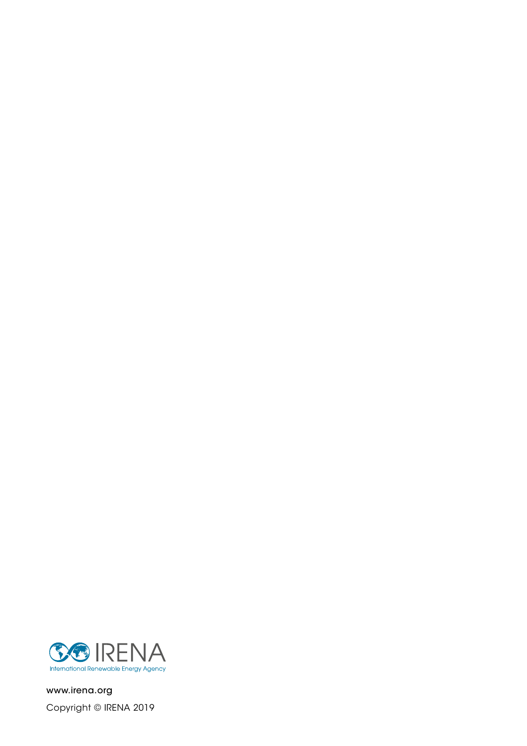IRENA

International Renewable Energy Agency

www.irena.org

Copyright © IRENA 2019